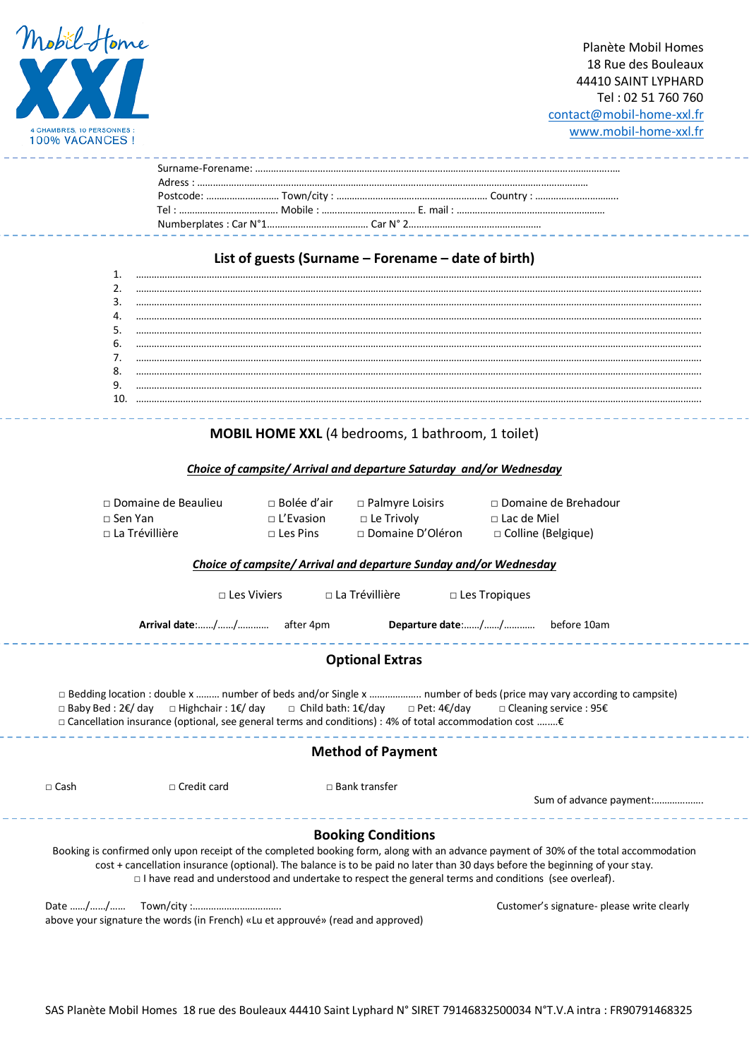Mobil-Home **XXL**

4 CHAMBRES, 10 PERSONNES : 100% VACANCES !

Planète Mobil Homes
18 Rue des Bouleaux
44410 SAINT LYPHARD
Tel : 02 51 760 760
contact@mobil-home-xxl.fr
www.mobil-home-xxl.fr

---

Surname-Forename: ...........................................................................................................................................

Adress : ..........................................................................................................................................

Postcode: ............................ Town/city : .......................................................... Country : ...............................

Tel : ...................................... Mobile : .................................... E. mail : ........................................................

Numberplates : Car N°1....................................... Car N° 2...................................................

---

## List of guests (Surname – Forename – date of birth)

1. ........................................................................................................................................................................
2. ........................................................................................................................................................................
3. ........................................................................................................................................................................
4. ........................................................................................................................................................................
5. ........................................................................................................................................................................
6. ........................................................................................................................................................................
7. ........................................................................................................................................................................
8. ........................................................................................................................................................................
9. ........................................................................................................................................................................
10. ........................................................................................................................................................................

---

## **MOBIL HOME XXL** (4 bedrooms, 1 bathroom, 1 toilet)

***Choice of campsite/ Arrival and departure Saturday and/or Wednesday***

□ Domaine de Beaulieu □ Bolée d'air □ Palmyre Loisirs □ Domaine de Brehadour

□ Sen Yan □ L'Evasion □ Le Trivoly □ Lac de Miel

□ La Trévillière □ Les Pins □ Domaine D'Oléron □ Colline (Belgique)

***Choice of campsite/ Arrival and departure Sunday and/or Wednesday***

□ Les Viviers □ La Trévillière □ Les Tropiques

**Arrival date**:....../....../........... after 4pm **Departure date**:....../....../........... before 10am

---

## Optional Extras

□ Bedding location : double x ......... number of beds and/or Single x ................... number of beds (price may vary according to campsite)

□ Baby Bed : 2€/ day □ Highchair : 1€/ day □ Child bath: 1€/day □ Pet: 4€/day □ Cleaning service : 95€

□ Cancellation insurance (optional, see general terms and conditions) : 4% of total accommodation cost ........€

---

## Method of Payment

□ Cash □ Credit card □ Bank transfer

Sum of advance payment:...................

---

## Booking Conditions

Booking is confirmed only upon receipt of the completed booking form, along with an advance payment of 30% of the total accommodation cost + cancellation insurance (optional). The balance is to be paid no later than 30 days before the beginning of your stay.

□ I have read and understood and undertake to respect the general terms and conditions (see overleaf).

Date ....../....../...... Town/city :................................. Customer's signature- please write clearly

above your signature the words (in French) «Lu et approuvé» (read and approved)

SAS Planète Mobil Homes 18 rue des Bouleaux 44410 Saint Lyphard N° SIRET 79146832500034 N°T.V.A intra : FR90791468325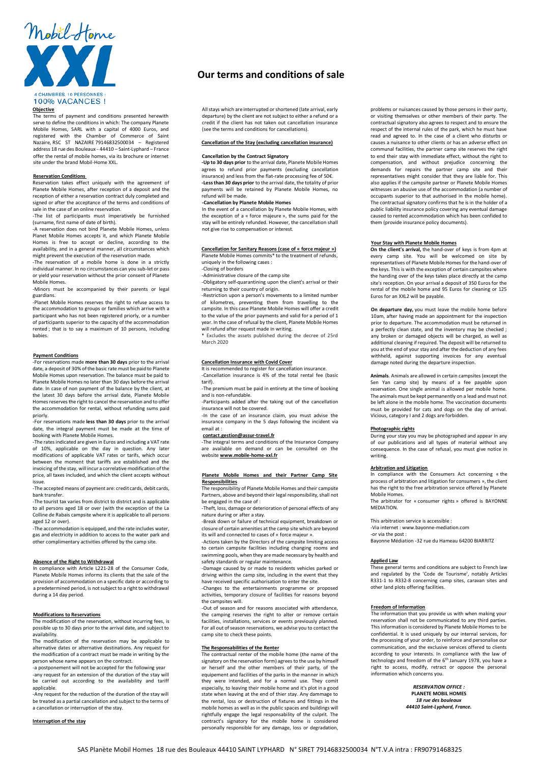Mobil-Home

XXL

4 CHAMBRES, 10 PERSONNES :
100% VACANCES !

# Our terms and conditions of sale

**Objective**

The terms of payment and conditions presented herewith serve to define the conditions in which: The company Planete Mobile Homes, SARL with a capital of 4000 Euros, and registered with the Chamber of Commerce of Saint Nazaire, RSC ST NAZAIRE 79146832500034 – Registered address 18 rue des Bouleaux - 44410 – Saint-Lyphard – France offer the rental of mobile homes, via its brochure or internet site under the brand Mobil-Home XXL.

**Reservation Conditions**

Reservation takes effect uniquely with the agreement of Planete Mobile Homes, after reception of a deposit and the reception of either a reservation contract duly completed and signed or after the acceptance of the terms and conditions of sale in the case of an online reservation.

-The list of participants must imperatively be furnished (surname, first name of date of birth).

-A reservation does not bind Planete Mobile Homes, unless Planet Mobile Homes accepts it, and which Planete Mobile Homes is free to accept or decline, according to the availability, and in a general manner, all circumstances which might prevent the execution of the reservation made.

-The reservation of a mobile home is done in a strictly individual manner. In no circumstances can you sub-let or pass or yield your reservation without the prior consent of Planete Mobile Homes.

-Minors must be accompanied by their parents or legal guardians.

-Planet Mobile Homes reserves the right to refuse access to the accommodation to groups or families which arrive with a participant who has not been registered priorly, or a number of participants superior to the capacity of the accommodation rented ; that is to say a maximum of 10 persons, including babies.

**Payment Conditions**

-For reservations made **more than 30 days** prior to the arrival date, a deposit of 30% of the basic rate must be paid to Planete Mobile Homes upon reservation. The balance must be paid to Planete Mobile Homes no later than 30 days before the arrival date. In case of non payment of the balance by the client, at the latest 30 days before the arrival date, Planete Mobile Homes reserves the right to cancel the reservation and to offer the accommodation for rental, without refunding sums paid priorly.

-For reservations made **less than 30 days** prior to the arrival date, the integral payment must be made at the time of booking with Planete Mobile Homes.

-The rates indicated are given in Euros and including a VAT rate of 10%, applicable on the day in question. Any later modifications of applicable VAT rates or tarifs, which occur between the moment that tariffs are established and the invoicing of the stay, will incur a correlative modification of the price, all taxes included, and which the client accepts without issue.

-The accepted means of payment are: credit cards, debit cards, bank transfer.

-The tourist tax varies from district to district and is applicable to all persons aged 18 or over (with the exception of the La Colline de Rabais campsite where it is applicable to all persons aged 12 or over).

-The accommodation is equipped, and the rate includes water, gas and electricity in addition to access to the water park and other complimentary activities offered by the camp site.

**Absence of the Right to Withdrawal**

In compliance with Article L221-28 of the Consumer Code, Planete Mobile Homes informs its clients that the sale of the provision of accommodation on a specific date or according to a predetermined period, is not subject to a right to withdrawal during a 14 day period.

**Modifications to Reservations**

The modification of the reservation, without incurring fees, is possible up to 30 days prior to the arrival date, and subject to availability.

The modification of the reservation may be applicable to alternative dates or alternative destinations. Any request for the modification of a contract must be made in writing by the person whose name appears on the contract.

-a postponement will not be accepted for the following year

-any request for an extension of the duration of the stay will be carried out according to the availability and tariff applicable.

-Any request for the reduction of the duration of the stay will be treated as a partial cancellation and subject to the terms of a cancellation or interruption of the stay.

**Interruption of the stay**

All stays which are interrupted or shortened (late arrival, early departure) by the client are not subject to either a refund or a credit if the client has not taken out cancellation insurance (see the terms and conditions for cancellations).

**Cancellation of the Stay (excluding cancellation insurance)**

**Cancellation by the Contract Signatory**

**-Up to 30 days prior** to the arrival date, Planete Mobile Homes agrees to refund prior payments (excluding cancellation insurance) and less from the flat-rate processing fee of 50€.

**-Less than 30 days prior** to the arrival date, the totality of prior payments will be retained by Planete Mobile Homes, no refund will be made.

**-Cancellation by Planete Mobile Homes**

In the event of a cancellation by Planete Mobile Homes, with the exception of a « force majeure », the sums paid for the stay will be entirely refunded. However, the cancellation shall not give rise to compensation or interest.

**Cancellation for Sanitary Reasons (case of « force majeur »)**

Planete Mobile Homes commits* to the treatment of refunds, uniquely in the following cases :

-Closing of borders

-Administrative closure of the camp site

-Obligatory self-quarantining upon the client's arrival or their returning to their country of origin.

-Restriction upon a person's movements to a limited number of kilometres, preventing them from travelling to the campsite. In this case Planete Mobile Homes will offer a credit to the value of the prior payments and valid for a period of 1 year. In the case of refusal by the client, Planete Mobile Homes will refund after request made in writing.

\* Excludes the assets published during the decree of 25rd March 2020

**Cancellation Insurance with Covid Cover**

It is recommended to register for cancellation insurance.

-Cancellation insurance is 4% of the total rental fee (basic tarif).

-The premium must be paid in entirety at the time of booking and is non-refundable.

-Participants added after the taking out of the cancellation insurance will not be covered.

-In the case of an insurance claim, you must advise the insurance company in the 5 days following the incident via email at :

**contact.gestion@assur-travel.fr**

-The integral terms and conditions of the Insurance Company are available on demand or can be consulted on the website **www.mobile-home-xxl.fr**

**Planete Mobile Homes and their Partner Camp Site Responsibilities**

The responsibility of Planete Mobile Homes and their campsite Partners, above and beyond their legal responsibility, shall not be engaged in the case of :

-Theft, loss, damage or deterioration of personal effects of any nature during or after a stay.

-Break down or failure of technical equipment, breakdown or closure of certain amenities at the camp site which are beyond its will and connected to cases of « force majeur ».

-Actions taken by the Directors of the campsite limiting access to certain campsite facilities including changing rooms and swimming pools, when they are made necessary by health and safety standards or regular maintenance.

-Damage caused by or made to residents vehicles parked or driving within the camp site, including in the event that they have received specific authorisation to enter the site.

-Changes to the entertainments programme or proposed activities, temporary closure of facilities for reasons beyond the campsites will.

-Out of season and for reasons associated with attendance, the camping reserves the right to alter or remove certain facilities, installations, services or events previously planned. For all out of season reservations, we advise you to contact the camp site to check these points.

**The Responsabilities of the Renter**

The contractual renter of the mobile home (the name of the signatory on the reservation form) agrees to the use by himself or herself and the other members of their party, of the equipement and facilities of the parks in the manner in which they were intended, and for a normal use. They comit especially, to leaving their mobile home and it's plot in a good state when leaving at the end of thier stay. Any dammage to the rental, loss or destruction of fixtures and fittings in the mobile homes as well as in the public spaces and buildings will rightfully engage the legal responsability of the culprit. The contract's signatory for the mobile home is considered personally responsible for any damage, loss or degradation, problems or nuisances caused by those persons in their party, or visiting themselves or other members of their party. The contractual signatory also agrees to respect and to ensure the respect of the internal rules of the park, which he must have read and agreed to. In the case of a client who disturbs or causes a nuisance to other clients or has an adverse effect on communal facilities, the partner camp site reserves the right to end their stay with immediate effect, without the right to compensation, and without prejudice concerning the demands for repairs the partner camp site and their representatives might consider that they are liable for. This also applies if the campsite partner or Planete Mobile Homes witnesses an abusive use of the accommodation (a number of occupants superior to that authorised in the mobile home). The contractual signatory confirms that he is in the holder of a public liability insurance policy covering any eventual damage caused to rented accommodation which has been confided to them (provide insurance policy documents).

**Your Stay with Planete Mobile Homes**

**On the client's arrival,** the hand-over of keys is from 4pm at every camp site. You will be welcomed on site by representatives of Planete Mobile Homes for the hand-over of the keys. This is with the exception of certain campsites where the handing over of the keys takes place directly at the camp site's reception. On your arrival a deposit of 350 Euros for the rental of the mobile home and 95 Euros for cleaning or 125 Euros for an XXL2 will be payable.

**On departure day,** you must leave the mobile home before 10am, after having made an appointment for the inspection prior to departure. The accommodation must be returned in a perfectly clean state, and the inventory may be checked ; any broken or damaged objects will be charged, as well as additional cleaning if required. The deposit will be returned to you at the end of your stay and after the deduction of any fees withheld, against supporting invoices for any eventual damage noted during the departure inspection.

**Animals**. Animals are allowed in certain campsites (except the Sen Yan camp site) by means of a fee payable upon reservation. One single animal is allowed per mobile home. The animals must be kept permanently on a lead and must not be left alone in the mobile home. The vaccination documents must be provided for cats and dogs on the day of arrival. Vicious, category I and 2 dogs are forbidden.

**Photographic rights**

During your stay you may be photographed and appear in any of our publications and all types of material without any consequence. In the case of refusal, you must give notice in writing.

**Arbitration and Litigation**

In compliance with the Consumers Act concerning « the process of arbitration and litigation for consumers », the client has the right to the free arbitration service offered by Planete Mobile Homes.

The arbitrator for « consumer rights » offered is BAYONNE MEDIATION.

This arbitration service is accessible :

-Via internet : www.bayonne-mediation.com

-or via the post :

Bayonne Médiation -32 rue du Hameau 64200 BIARRITZ

**Applied Law**

These general terms and conditions are subject to French law and regulated by the 'Code de Tourisme', notably Articles R331-1 to R332-8 concerning camp sites, caravan sites and other land plots offering facilities.

**Freedom of Information**

The information that you provide us with when making your reservation shall not be communicated to any third parties. This information is considered by Planete Mobile Homes to be confidential. It is used uniquely by our internal services, for the processing of your order, to reinforce and personalise our communication, and the exclusive services offered to clients according to your interests. In compliance with the law of technology and freedom of the 6th January 1978, you have a right to access, modify, retract or oppose the personal information which concerns you.

***RESERVATION OFFICE :***
**PLANETE MOBIL HOMES**
***18 rue des boulaux***
***44410 Saint-Lyphard, France.***

SAS Planète Mobil Homes 18 rue des Bouleaux 44410 SAINT LYPHARD N° SIRET 79146832500034 N°T.V.A intra : FR90791468325